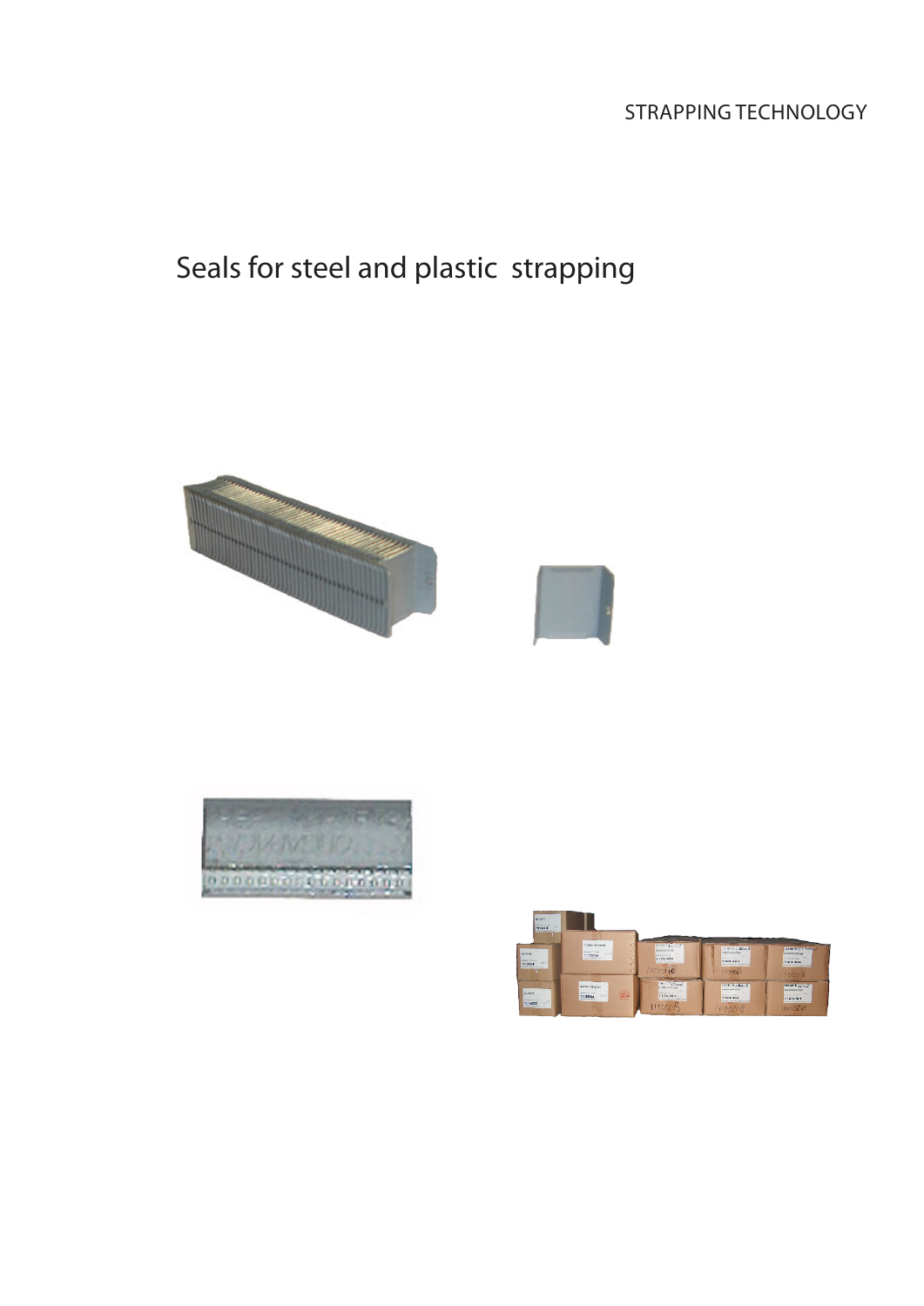STRAPPING TECHNOLOGY

# Seals for steel and plastic strapping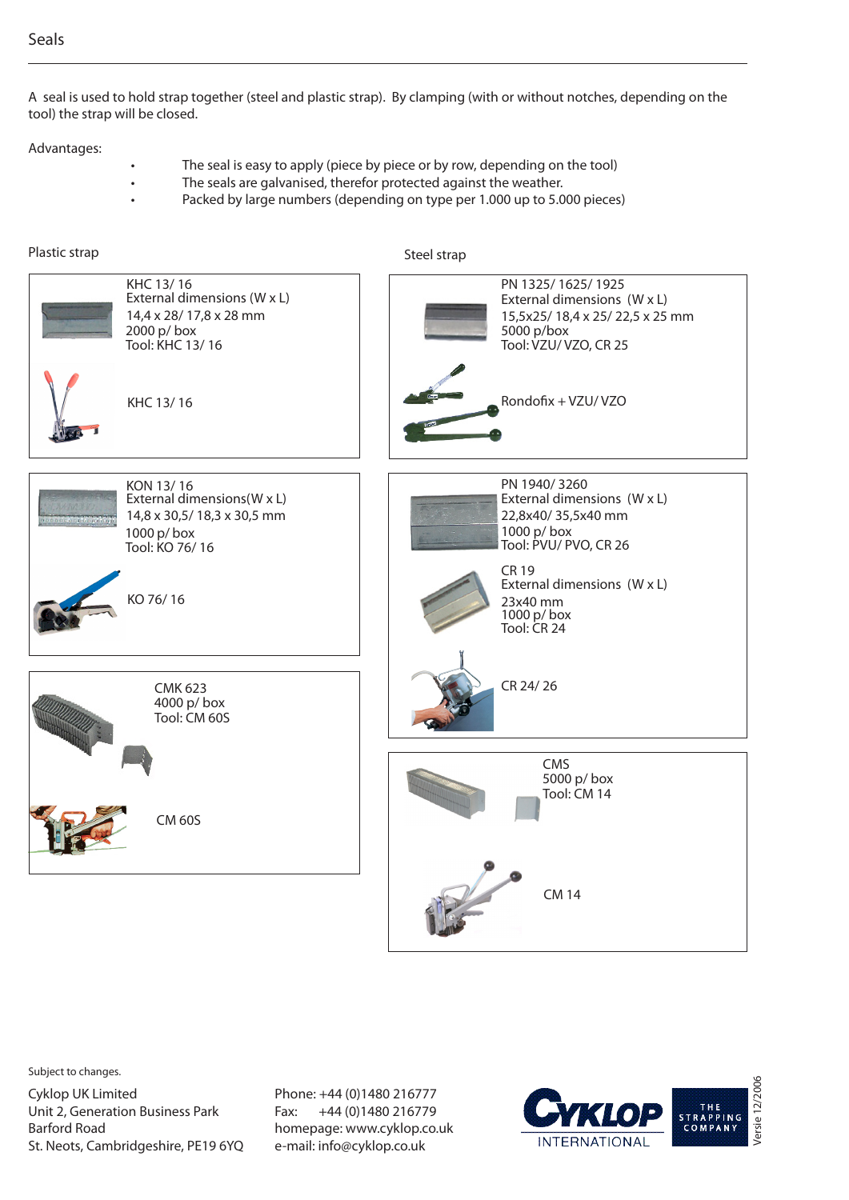# Seals

A seal is used to hold strap together (steel and plastic strap). By clamping (with or without notches, depending on the tool) the strap will be closed.

Advantages:

- The seal is easy to apply (piece by piece or by row, depending on the tool)
- The seals are galvanised, therefor protected against the weather.
- Packed by large numbers (depending on type per 1.000 up to 5.000 pieces)

## Plastic strap

KHC 13/ 16
External dimensions (W x L)
14,4 x 28/ 17,8 x 28 mm
2000 p/ box
Tool: KHC 13/ 16

KHC 13/ 16

KON 13/ 16
External dimensions(W x L)
14,8 x 30,5/ 18,3 x 30,5 mm
1000 p/ box
Tool: KO 76/ 16

KO 76/ 16

CMK 623
4000 p/ box
Tool: CM 60S

CM 60S

## Steel strap

PN 1325/ 1625/ 1925
External dimensions (W x L)
15,5x25/ 18,4 x 25/ 22,5 x 25 mm
5000 p/box
Tool: VZU/ VZO, CR 25

Rondofix + VZU/ VZO

PN 1940/ 3260
External dimensions (W x L)
22,8x40/ 35,5x40 mm
1000 p/ box
Tool: PVU/ PVO, CR 26

CR 19
External dimensions (W x L)
23x40 mm
1000 p/ box
Tool: CR 24

CR 24/ 26

CMS
5000 p/ box
Tool: CM 14

CM 14

Subject to changes.

Cyklop UK Limited
Unit 2, Generation Business Park
Barford Road
St. Neots, Cambridgeshire, PE19 6YQ

Phone: +44 (0)1480 216777
Fax: +44 (0)1480 216779
homepage: www.cyklop.co.uk
e-mail: info@cyklop.co.uk

CYKLOP INTERNATIONAL
THE STRAPPING COMPANY

Versie 12/2006